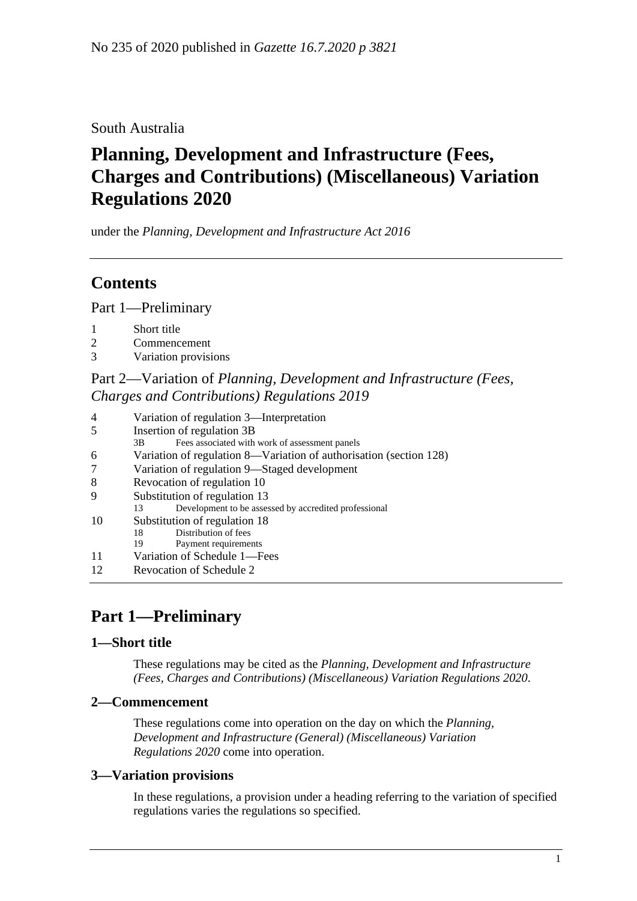No 235 of 2020 published in *Gazette 16.7.2020 p 3821*

South Australia

# Planning, Development and Infrastructure (Fees, Charges and Contributions) (Miscellaneous) Variation Regulations 2020

under the *Planning, Development and Infrastructure Act 2016*

## Contents

Part 1—Preliminary

1 Short title
2 Commencement
3 Variation provisions

Part 2—Variation of *Planning, Development and Infrastructure (Fees, Charges and Contributions) Regulations 2019*

4 Variation of regulation 3—Interpretation
5 Insertion of regulation 3B
 3B Fees associated with work of assessment panels
6 Variation of regulation 8—Variation of authorisation (section 128)
7 Variation of regulation 9—Staged development
8 Revocation of regulation 10
9 Substitution of regulation 13
 13 Development to be assessed by accredited professional
10 Substitution of regulation 18
 18 Distribution of fees
 19 Payment requirements
11 Variation of Schedule 1—Fees
12 Revocation of Schedule 2

## Part 1—Preliminary

### 1—Short title

These regulations may be cited as the *Planning, Development and Infrastructure (Fees, Charges and Contributions) (Miscellaneous) Variation Regulations 2020*.

### 2—Commencement

These regulations come into operation on the day on which the *Planning, Development and Infrastructure (General) (Miscellaneous) Variation Regulations 2020* come into operation.

### 3—Variation provisions

In these regulations, a provision under a heading referring to the variation of specified regulations varies the regulations so specified.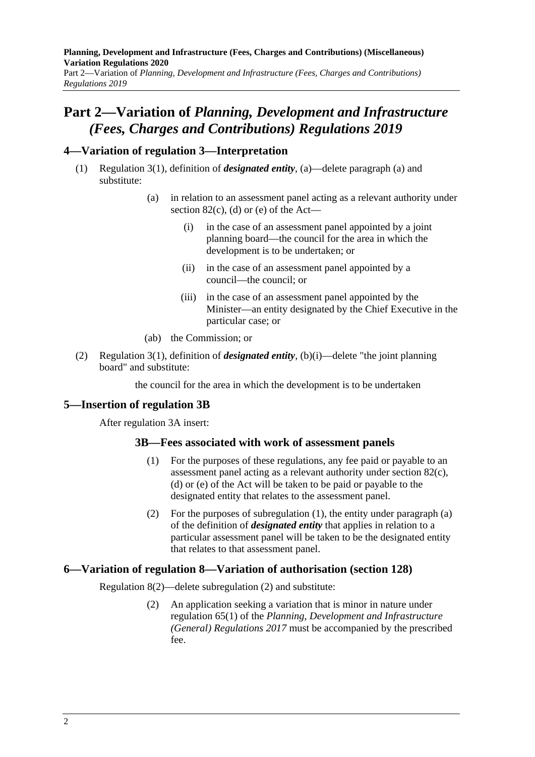# Part 2—Variation of *Planning, Development and Infrastructure (Fees, Charges and Contributions) Regulations 2019*

## 4—Variation of regulation 3—Interpretation

(1) Regulation 3(1), definition of ***designated entity***, (a)—delete paragraph (a) and substitute:

> (a) in relation to an assessment panel acting as a relevant authority under section 82(c), (d) or (e) of the Act—
>
> > (i) in the case of an assessment panel appointed by a joint planning board—the council for the area in which the development is to be undertaken; or
> >
> > (ii) in the case of an assessment panel appointed by a council—the council; or
> >
> > (iii) in the case of an assessment panel appointed by the Minister—an entity designated by the Chief Executive in the particular case; or
>
> (ab) the Commission; or

(2) Regulation 3(1), definition of ***designated entity***, (b)(i)—delete "the joint planning board" and substitute:

> the council for the area in which the development is to be undertaken

## 5—Insertion of regulation 3B

After regulation 3A insert:

### 3B—Fees associated with work of assessment panels

> (1) For the purposes of these regulations, any fee paid or payable to an assessment panel acting as a relevant authority under section 82(c), (d) or (e) of the Act will be taken to be paid or payable to the designated entity that relates to the assessment panel.
>
> (2) For the purposes of subregulation (1), the entity under paragraph (a) of the definition of ***designated entity*** that applies in relation to a particular assessment panel will be taken to be the designated entity that relates to that assessment panel.

## 6—Variation of regulation 8—Variation of authorisation (section 128)

Regulation 8(2)—delete subregulation (2) and substitute:

> (2) An application seeking a variation that is minor in nature under regulation 65(1) of the *Planning, Development and Infrastructure (General) Regulations 2017* must be accompanied by the prescribed fee.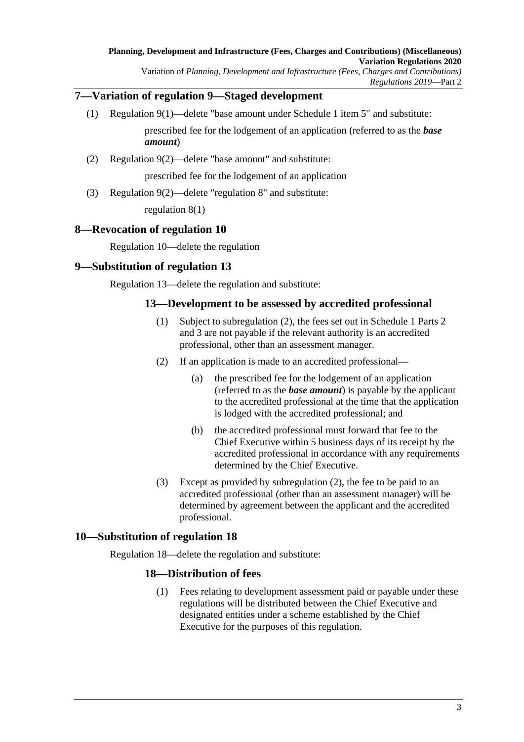## 7—Variation of regulation 9—Staged development

(1) Regulation 9(1)—delete "base amount under Schedule 1 item 5" and substitute:

prescribed fee for the lodgement of an application (referred to as the ***base amount***)

(2) Regulation 9(2)—delete "base amount" and substitute:

prescribed fee for the lodgement of an application

(3) Regulation 9(2)—delete "regulation 8" and substitute:

regulation 8(1)

## 8—Revocation of regulation 10

Regulation 10—delete the regulation

## 9—Substitution of regulation 13

Regulation 13—delete the regulation and substitute:

### 13—Development to be assessed by accredited professional

(1) Subject to subregulation (2), the fees set out in Schedule 1 Parts 2 and 3 are not payable if the relevant authority is an accredited professional, other than an assessment manager.

(2) If an application is made to an accredited professional—

(a) the prescribed fee for the lodgement of an application (referred to as the ***base amount***) is payable by the applicant to the accredited professional at the time that the application is lodged with the accredited professional; and

(b) the accredited professional must forward that fee to the Chief Executive within 5 business days of its receipt by the accredited professional in accordance with any requirements determined by the Chief Executive.

(3) Except as provided by subregulation (2), the fee to be paid to an accredited professional (other than an assessment manager) will be determined by agreement between the applicant and the accredited professional.

## 10—Substitution of regulation 18

Regulation 18—delete the regulation and substitute:

### 18—Distribution of fees

(1) Fees relating to development assessment paid or payable under these regulations will be distributed between the Chief Executive and designated entities under a scheme established by the Chief Executive for the purposes of this regulation.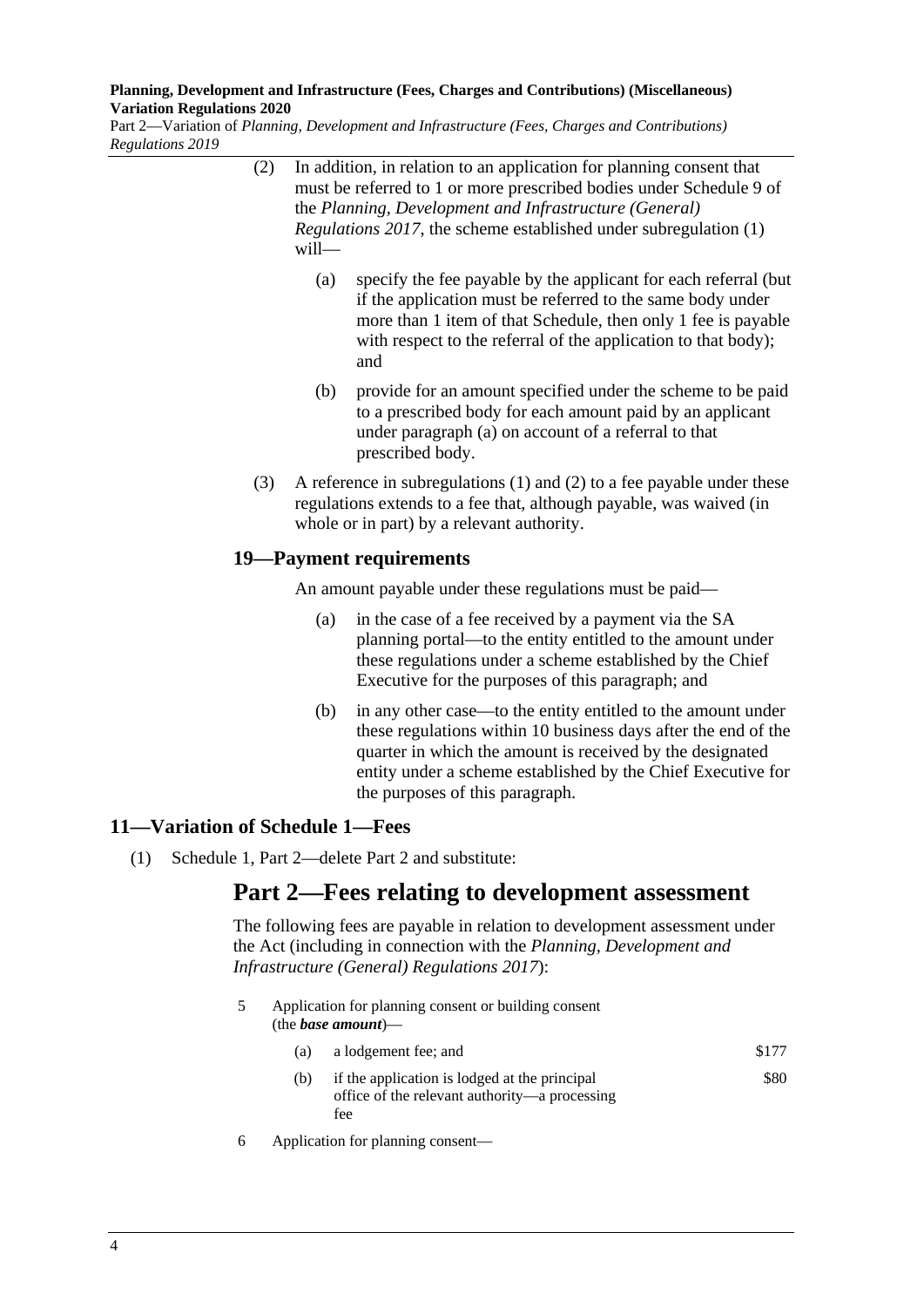(2) In addition, in relation to an application for planning consent that must be referred to 1 or more prescribed bodies under Schedule 9 of the *Planning, Development and Infrastructure (General) Regulations 2017*, the scheme established under subregulation (1) will—

(a) specify the fee payable by the applicant for each referral (but if the application must be referred to the same body under more than 1 item of that Schedule, then only 1 fee is payable with respect to the referral of the application to that body); and

(b) provide for an amount specified under the scheme to be paid to a prescribed body for each amount paid by an applicant under paragraph (a) on account of a referral to that prescribed body.

(3) A reference in subregulations (1) and (2) to a fee payable under these regulations extends to a fee that, although payable, was waived (in whole or in part) by a relevant authority.

### 19—Payment requirements

An amount payable under these regulations must be paid—

(a) in the case of a fee received by a payment via the SA planning portal—to the entity entitled to the amount under these regulations under a scheme established by the Chief Executive for the purposes of this paragraph; and

(b) in any other case—to the entity entitled to the amount under these regulations within 10 business days after the end of the quarter in which the amount is received by the designated entity under a scheme established by the Chief Executive for the purposes of this paragraph.

## 11—Variation of Schedule 1—Fees

(1) Schedule 1, Part 2—delete Part 2 and substitute:

# Part 2—Fees relating to development assessment

The following fees are payable in relation to development assessment under the Act (including in connection with the *Planning, Development and Infrastructure (General) Regulations 2017*):

5 Application for planning consent or building consent (the ***base amount***)—

| | | |
|---|---|---|
| (a) | a lodgement fee; and | \$177 |
| (b) | if the application is lodged at the principal office of the relevant authority—a processing fee | \$80 |

6 Application for planning consent—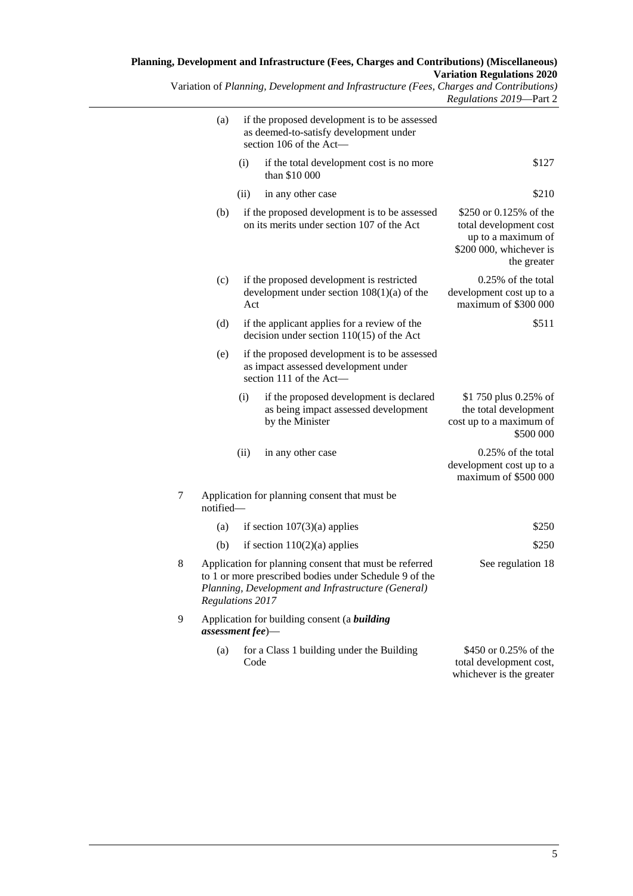| | | |
|---|---|---|
| | (a) if the proposed development is to be assessed as deemed-to-satisfy development under section 106 of the Act— | |
| | (i) if the total development cost is no more than $10 000 | $127 |
| | (ii) in any other case | $210 |
| | (b) if the proposed development is to be assessed on its merits under section 107 of the Act | $250 or 0.125% of the total development cost up to a maximum of $200 000, whichever is the greater |
| | (c) if the proposed development is restricted development under section 108(1)(a) of the Act | 0.25% of the total development cost up to a maximum of $300 000 |
| | (d) if the applicant applies for a review of the decision under section 110(15) of the Act | $511 |
| | (e) if the proposed development is to be assessed as impact assessed development under section 111 of the Act— | |
| | (i) if the proposed development is declared as being impact assessed development by the Minister | $1 750 plus 0.25% of the total development cost up to a maximum of $500 000 |
| | (ii) in any other case | 0.25% of the total development cost up to a maximum of $500 000 |
| 7 | Application for planning consent that must be notified— | |
| | (a) if section 107(3)(a) applies | $250 |
| | (b) if section 110(2)(a) applies | $250 |
| 8 | Application for planning consent that must be referred to 1 or more prescribed bodies under Schedule 9 of the *Planning, Development and Infrastructure (General) Regulations 2017* | See regulation 18 |
| 9 | Application for building consent (a ***building assessment fee***)— | |
| | (a) for a Class 1 building under the Building Code | $450 or 0.25% of the total development cost, whichever is the greater |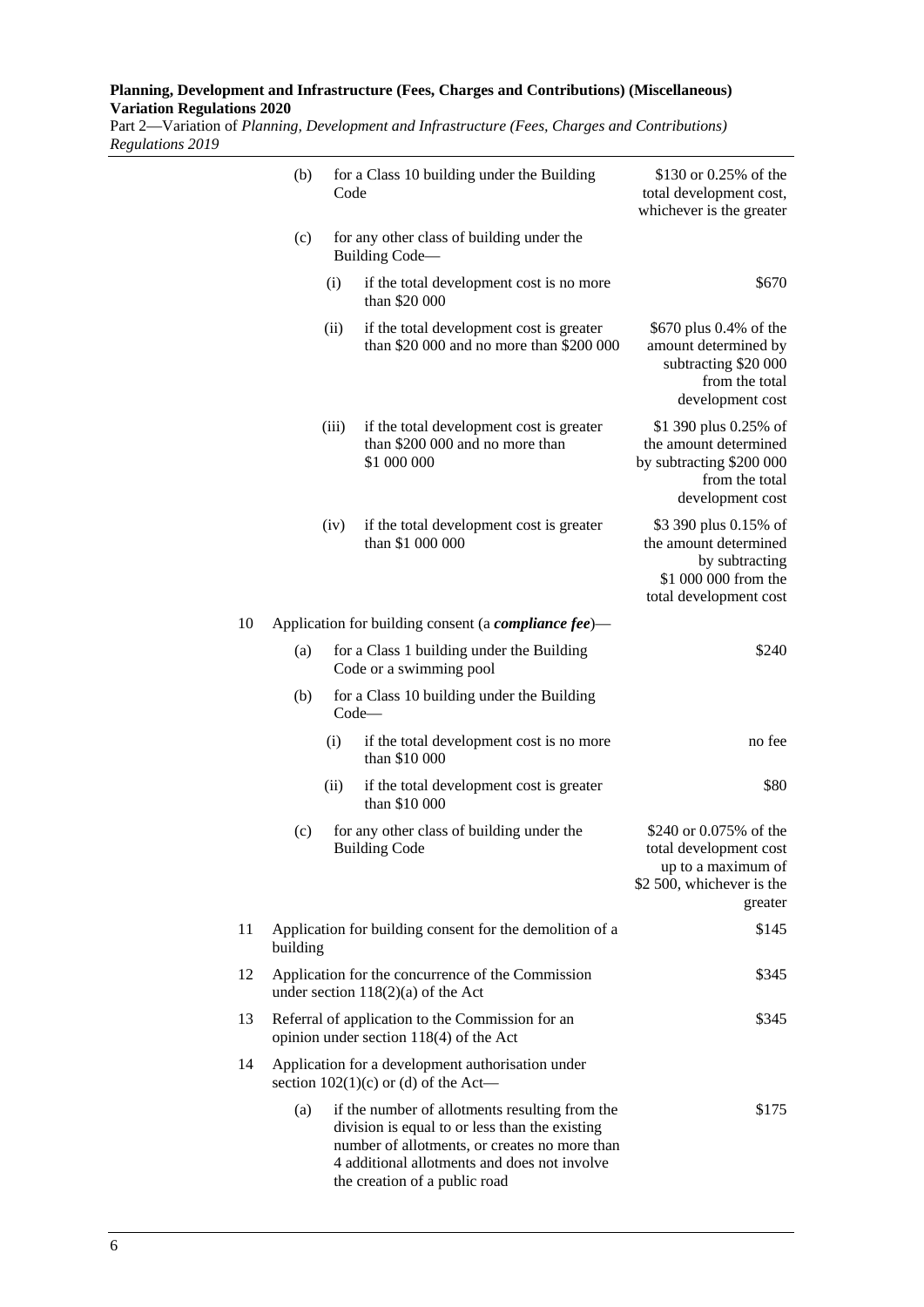| | | | |
|---|---|---|---|
| | (b) | for a Class 10 building under the Building Code | \$130 or 0.25% of the total development cost, whichever is the greater |
| | (c) | for any other class of building under the Building Code— | |
| | | (i) if the total development cost is no more than \$20 000 | \$670 |
| | | (ii) if the total development cost is greater than \$20 000 and no more than \$200 000 | \$670 plus 0.4% of the amount determined by subtracting \$20 000 from the total development cost |
| | | (iii) if the total development cost is greater than \$200 000 and no more than \$1 000 000 | \$1 390 plus 0.25% of the amount determined by subtracting \$200 000 from the total development cost |
| | | (iv) if the total development cost is greater than \$1 000 000 | \$3 390 plus 0.15% of the amount determined by subtracting \$1 000 000 from the total development cost |
| 10 | | Application for building consent (a ***compliance fee***)— | |
| | (a) | for a Class 1 building under the Building Code or a swimming pool | \$240 |
| | (b) | for a Class 10 building under the Building Code— | |
| | | (i) if the total development cost is no more than \$10 000 | no fee |
| | | (ii) if the total development cost is greater than \$10 000 | \$80 |
| | (c) | for any other class of building under the Building Code | \$240 or 0.075% of the total development cost up to a maximum of \$2 500, whichever is the greater |
| 11 | | Application for building consent for the demolition of a building | \$145 |
| 12 | | Application for the concurrence of the Commission under section 118(2)(a) of the Act | \$345 |
| 13 | | Referral of application to the Commission for an opinion under section 118(4) of the Act | \$345 |
| 14 | | Application for a development authorisation under section 102(1)(c) or (d) of the Act— | |
| | (a) | if the number of allotments resulting from the division is equal to or less than the existing number of allotments, or creates no more than 4 additional allotments and does not involve the creation of a public road | \$175 |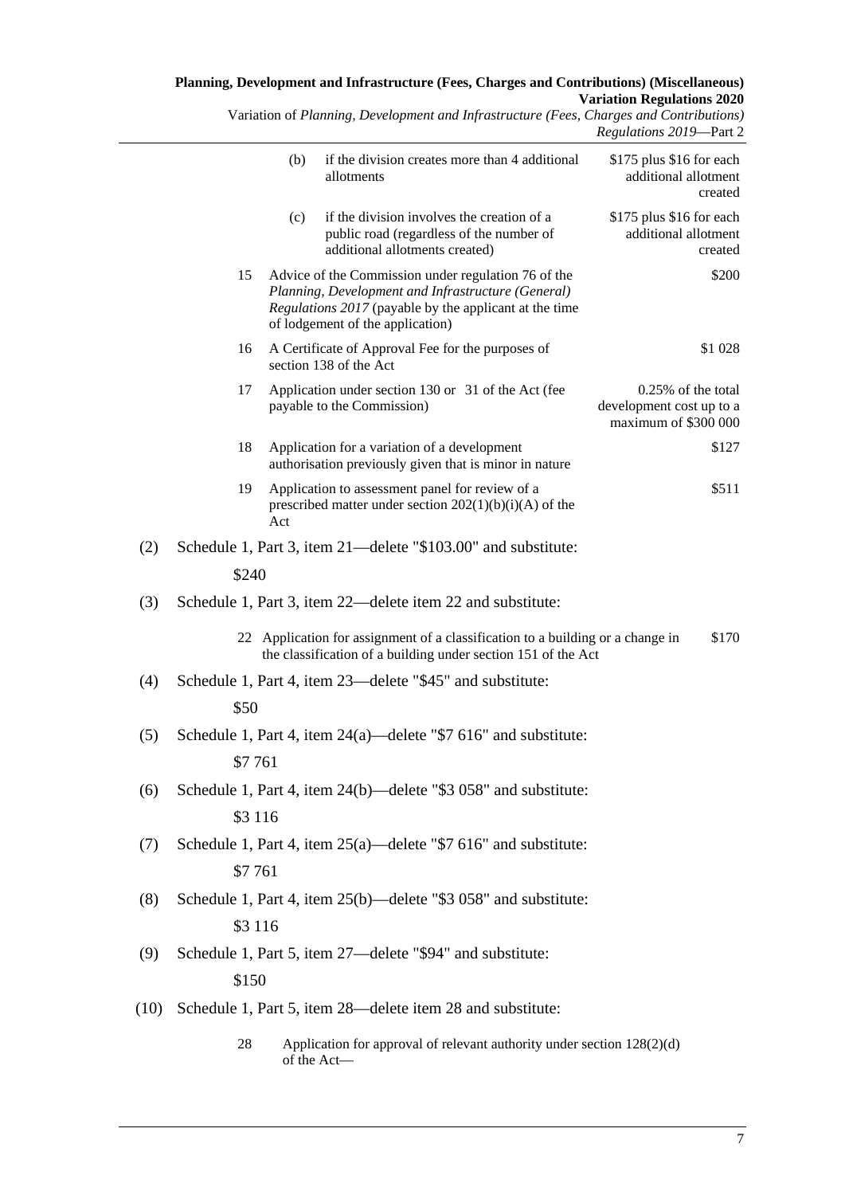| | | | |
|---|---|---|---|
| | (b) | if the division creates more than 4 additional allotments | $175 plus $16 for each additional allotment created |
| | (c) | if the division involves the creation of a public road (regardless of the number of additional allotments created) | $175 plus $16 for each additional allotment created |
| 15 | | Advice of the Commission under regulation 76 of the *Planning, Development and Infrastructure (General) Regulations 2017* (payable by the applicant at the time of lodgement of the application) | $200 |
| 16 | | A Certificate of Approval Fee for the purposes of section 138 of the Act | $1 028 |
| 17 | | Application under section 130 or 31 of the Act (fee payable to the Commission) | 0.25% of the total development cost up to a maximum of $300 000 |
| 18 | | Application for a variation of a development authorisation previously given that is minor in nature | $127 |
| 19 | | Application to assessment panel for review of a prescribed matter under section 202(1)(b)(i)(A) of the Act | $511 |

(2) Schedule 1, Part 3, item 21—delete "$103.00" and substitute:

$240

(3) Schedule 1, Part 3, item 22—delete item 22 and substitute:

| | | |
|---|---|---|
| 22 | Application for assignment of a classification to a building or a change in the classification of a building under section 151 of the Act | $170 |

(4) Schedule 1, Part 4, item 23—delete "$45" and substitute:

$50

(5) Schedule 1, Part 4, item 24(a)—delete "$7 616" and substitute:

$7 761

(6) Schedule 1, Part 4, item 24(b)—delete "$3 058" and substitute:

$3 116

(7) Schedule 1, Part 4, item 25(a)—delete "$7 616" and substitute:

$7 761

(8) Schedule 1, Part 4, item 25(b)—delete "$3 058" and substitute:

$3 116

(9) Schedule 1, Part 5, item 27—delete "$94" and substitute:

$150

(10) Schedule 1, Part 5, item 28—delete item 28 and substitute:

28 Application for approval of relevant authority under section 128(2)(d) of the Act—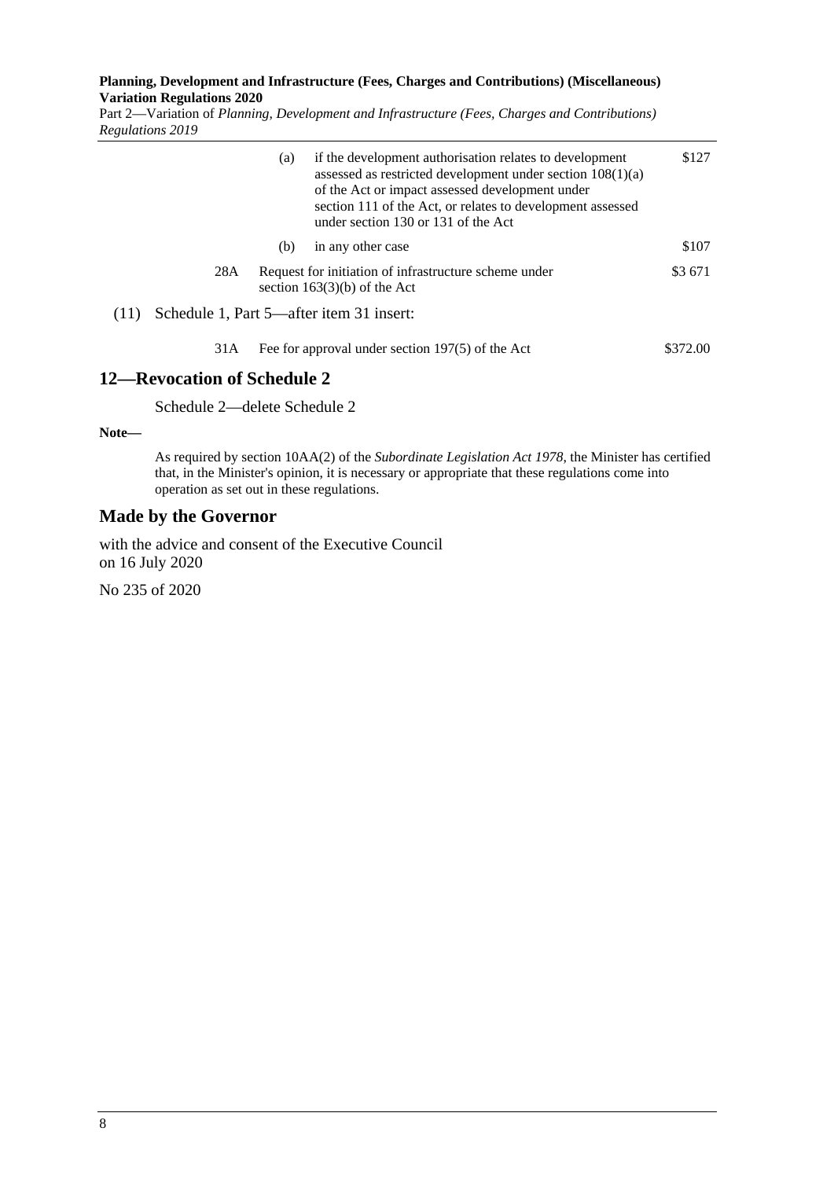| | | | |
|---|---|---|---|
| | (a) | if the development authorisation relates to development assessed as restricted development under section 108(1)(a) of the Act or impact assessed development under section 111 of the Act, or relates to development assessed under section 130 or 131 of the Act | $127 |
| | (b) | in any other case | $107 |
| 28A | Request for initiation of infrastructure scheme under section 163(3)(b) of the Act | | $3 671 |

(11) Schedule 1, Part 5—after item 31 insert:

| | | |
|---|---|---|
| 31A | Fee for approval under section 197(5) of the Act | $372.00 |

## 12—Revocation of Schedule 2

Schedule 2—delete Schedule 2

**Note—**

As required by section 10AA(2) of the *Subordinate Legislation Act 1978*, the Minister has certified that, in the Minister's opinion, it is necessary or appropriate that these regulations come into operation as set out in these regulations.

## Made by the Governor

with the advice and consent of the Executive Council on 16 July 2020

No 235 of 2020